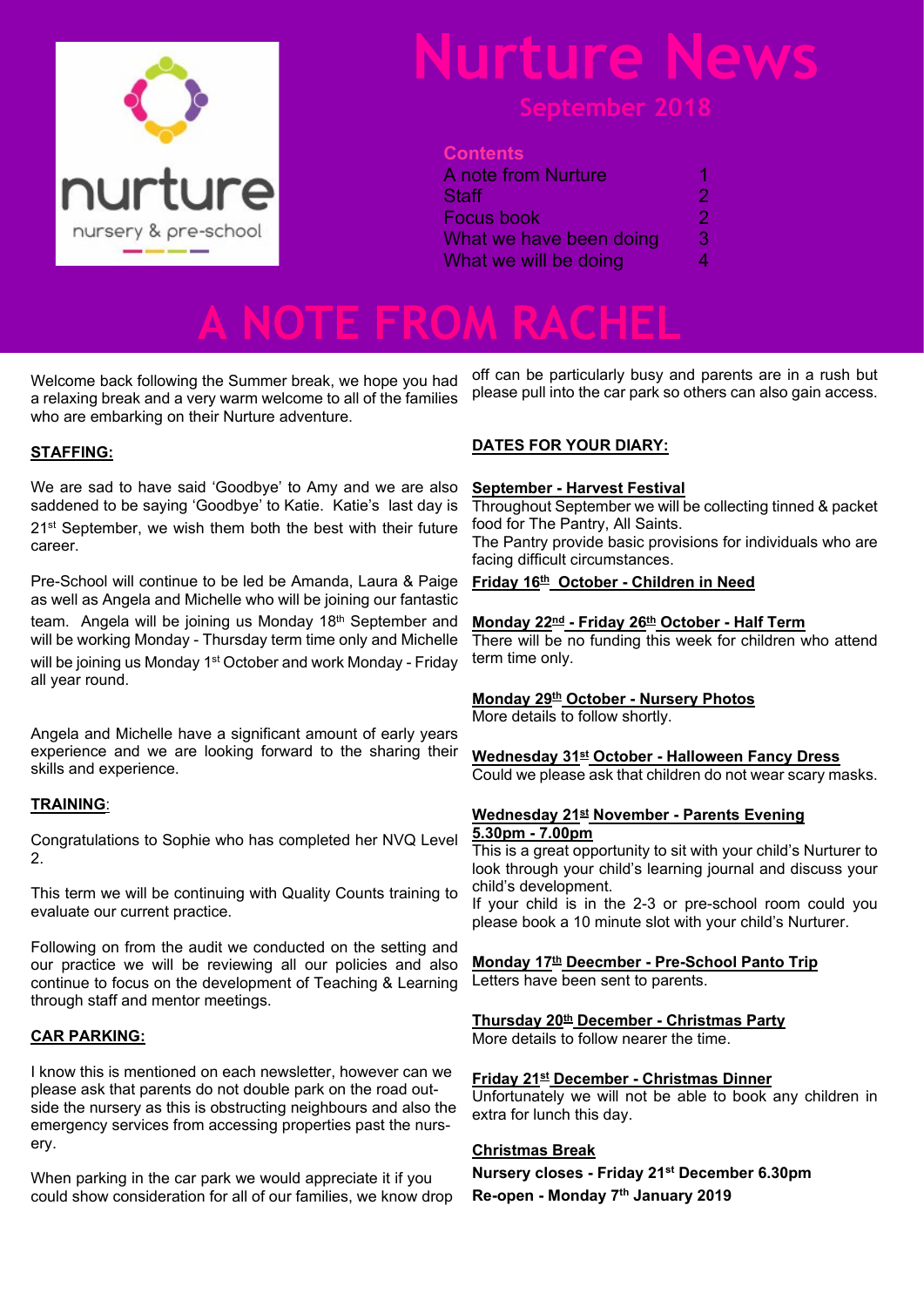nurture

nursery & pre-school

# Nurture News

## September 2018

**Contents**

| | |
|---|---|
| A note from Nurture | 1 |
| Staff | 2 |
| Focus book | 2 |
| What we have been doing | 3 |
| What we will be doing | 4 |

# A NOTE FROM RACHEL

Welcome back following the Summer break, we hope you had a relaxing break and a very warm welcome to all of the families who are embarking on their Nurture adventure.

**STAFFING:**

We are sad to have said 'Goodbye' to Amy and we are also saddened to be saying 'Goodbye' to Katie. Katie's last day is 21st September, we wish them both the best with their future career.

Pre-School will continue to be led be Amanda, Laura & Paige as well as Angela and Michelle who will be joining our fantastic team. Angela will be joining us Monday 18th September and will be working Monday - Thursday term time only and Michelle will be joining us Monday 1st October and work Monday - Friday all year round.

Angela and Michelle have a significant amount of early years experience and we are looking forward to the sharing their skills and experience.

**TRAINING**:

Congratulations to Sophie who has completed her NVQ Level 2.

This term we will be continuing with Quality Counts training to evaluate our current practice.

Following on from the audit we conducted on the setting and our practice we will be reviewing all our policies and also continue to focus on the development of Teaching & Learning through staff and mentor meetings.

**CAR PARKING:**

I know this is mentioned on each newsletter, however can we please ask that parents do not double park on the road outside the nursery as this is obstructing neighbours and also the emergency services from accessing properties past the nursery.

When parking in the car park we would appreciate it if you could show consideration for all of our families, we know drop off can be particularly busy and parents are in a rush but please pull into the car park so others can also gain access.

**DATES FOR YOUR DIARY:**

**September - Harvest Festival**
Throughout September we will be collecting tinned & packet food for The Pantry, All Saints.
The Pantry provide basic provisions for individuals who are facing difficult circumstances.

**Friday 16th October - Children in Need**

**Monday 22nd - Friday 26th October - Half Term**
There will be no funding this week for children who attend term time only.

**Monday 29th October - Nursery Photos**
More details to follow shortly.

**Wednesday 31st October - Halloween Fancy Dress**
Could we please ask that children do not wear scary masks.

**Wednesday 21st November - Parents Evening 5.30pm - 7.00pm**
This is a great opportunity to sit with your child's Nurturer to look through your child's learning journal and discuss your child's development.
If your child is in the 2-3 or pre-school room could you please book a 10 minute slot with your child's Nurturer.

**Monday 17th Deecmber - Pre-School Panto Trip**
Letters have been sent to parents.

**Thursday 20th December - Christmas Party**
More details to follow nearer the time.

**Friday 21st December - Christmas Dinner**
Unfortunately we will not be able to book any children in extra for lunch this day.

**Christmas Break**
**Nursery closes - Friday 21st December 6.30pm**
**Re-open - Monday 7th January 2019**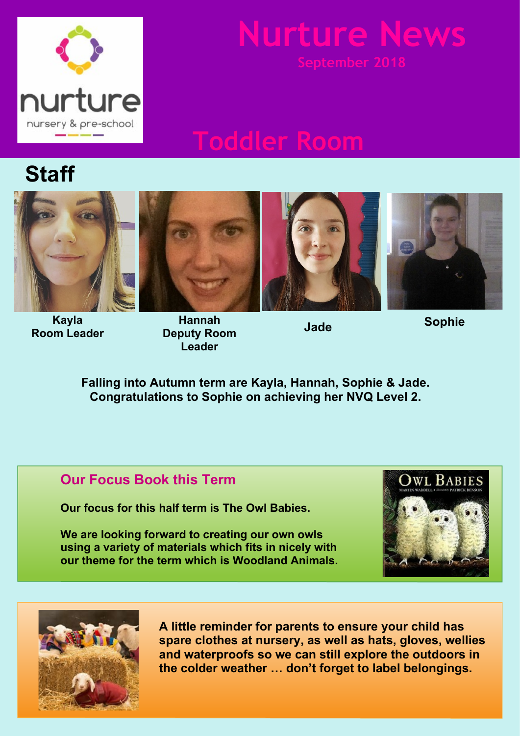# Nurture News

September 2018

## Toddler Room

## Staff

**Kayla**
**Room Leader**

**Hannah**
**Deputy Room Leader**

**Jade**

**Sophie**

**Falling into Autumn term are Kayla, Hannah, Sophie & Jade. Congratulations to Sophie on achieving her NVQ Level 2.**

### Our Focus Book this Term

**Our focus for this half term is The Owl Babies.**

**We are looking forward to creating our own owls using a variety of materials which fits in nicely with our theme for the term which is Woodland Animals.**

**A little reminder for parents to ensure your child has spare clothes at nursery, as well as hats, gloves, wellies and waterproofs so we can still explore the outdoors in the colder weather … don't forget to label belongings.**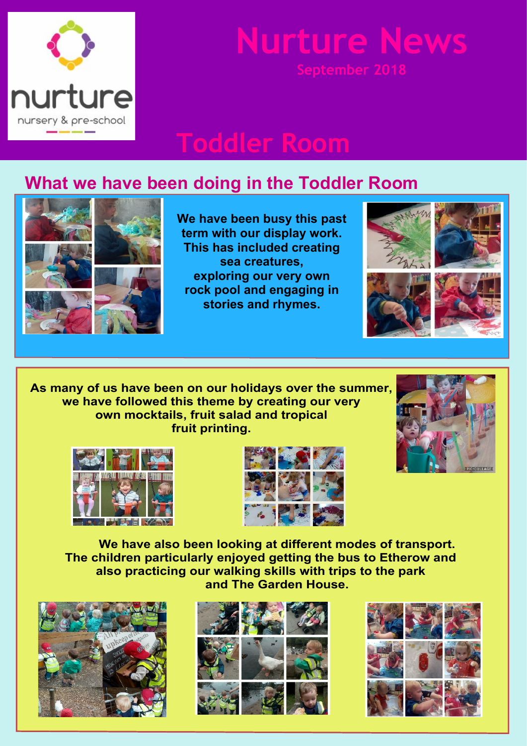nurture

nursery & pre-school

# Nurture News

September 2018

# Toddler Room

## What we have been doing in the Toddler Room

**We have been busy this past term with our display work. This has included creating sea creatures, exploring our very own rock pool and engaging in stories and rhymes.**

**As many of us have been on our holidays over the summer, we have followed this theme by creating our very own mocktails, fruit salad and tropical fruit printing.**

**We have also been looking at different modes of transport. The children particularly enjoyed getting the bus to Etherow and also practicing our walking skills with trips to the park and The Garden House.**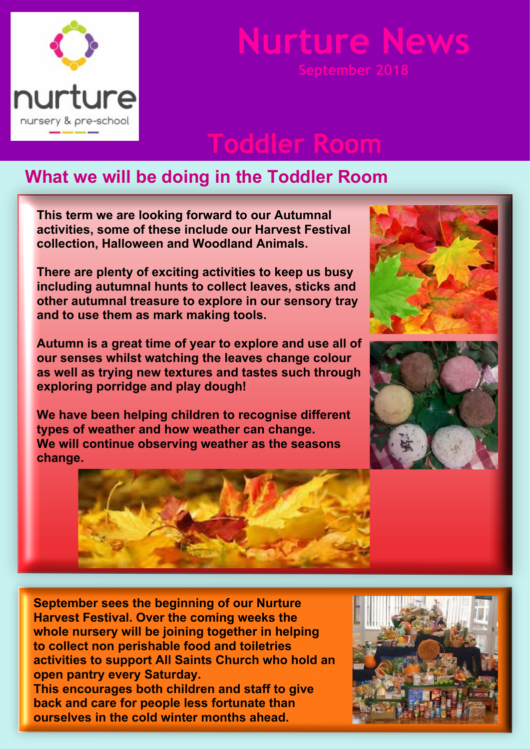nurture

nursery & pre-school

# Nurture News

September 2018

# Toddler Room

## What we will be doing in the Toddler Room

**This term we are looking forward to our Autumnal activities, some of these include our Harvest Festival collection, Halloween and Woodland Animals.**

**There are plenty of exciting activities to keep us busy including autumnal hunts to collect leaves, sticks and other autumnal treasure to explore in our sensory tray and to use them as mark making tools.**

**Autumn is a great time of year to explore and use all of our senses whilst watching the leaves change colour as well as trying new textures and tastes such through exploring porridge and play dough!**

**We have been helping children to recognise different types of weather and how weather can change. We will continue observing weather as the seasons change.**

**September sees the beginning of our Nurture Harvest Festival. Over the coming weeks the whole nursery will be joining together in helping to collect non perishable food and toiletries activities to support All Saints Church who hold an open pantry every Saturday. This encourages both children and staff to give back and care for people less fortunate than ourselves in the cold winter months ahead.**